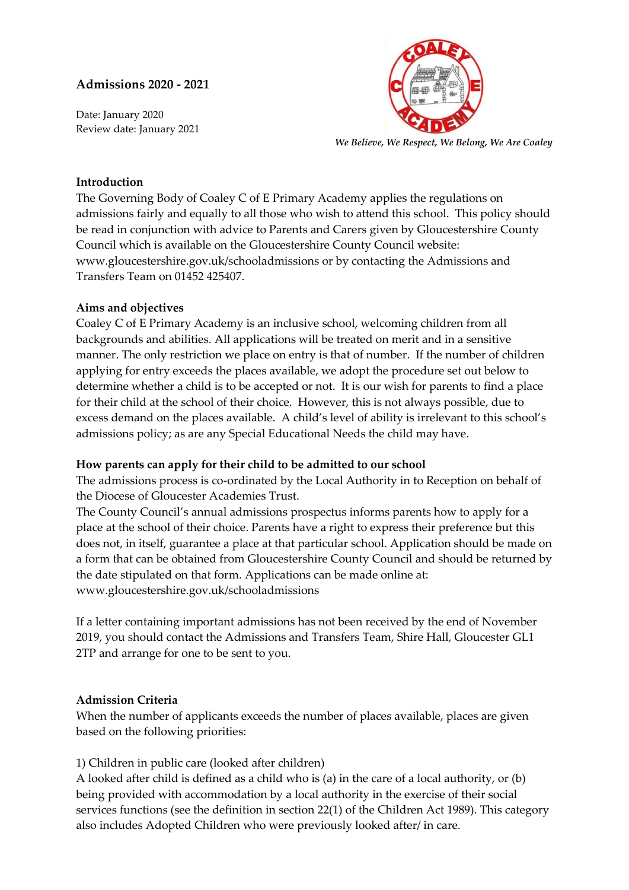# Admissions 2020 - 2021

Date: January 2020
Review date: January 2021

*We Believe, We Respect, We Belong, We Are Coaley*

## Introduction

The Governing Body of Coaley C of E Primary Academy applies the regulations on admissions fairly and equally to all those who wish to attend this school. This policy should be read in conjunction with advice to Parents and Carers given by Gloucestershire County Council which is available on the Gloucestershire County Council website: www.gloucestershire.gov.uk/schooladmissions or by contacting the Admissions and Transfers Team on 01452 425407.

## Aims and objectives

Coaley C of E Primary Academy is an inclusive school, welcoming children from all backgrounds and abilities. All applications will be treated on merit and in a sensitive manner. The only restriction we place on entry is that of number. If the number of children applying for entry exceeds the places available, we adopt the procedure set out below to determine whether a child is to be accepted or not. It is our wish for parents to find a place for their child at the school of their choice. However, this is not always possible, due to excess demand on the places available. A child's level of ability is irrelevant to this school's admissions policy; as are any Special Educational Needs the child may have.

## How parents can apply for their child to be admitted to our school

The admissions process is co-ordinated by the Local Authority in to Reception on behalf of the Diocese of Gloucester Academies Trust.

The County Council's annual admissions prospectus informs parents how to apply for a place at the school of their choice. Parents have a right to express their preference but this does not, in itself, guarantee a place at that particular school. Application should be made on a form that can be obtained from Gloucestershire County Council and should be returned by the date stipulated on that form. Applications can be made online at: www.gloucestershire.gov.uk/schooladmissions

If a letter containing important admissions has not been received by the end of November 2019, you should contact the Admissions and Transfers Team, Shire Hall, Gloucester GL1 2TP and arrange for one to be sent to you.

## Admission Criteria

When the number of applicants exceeds the number of places available, places are given based on the following priorities:

1) Children in public care (looked after children)
A looked after child is defined as a child who is (a) in the care of a local authority, or (b) being provided with accommodation by a local authority in the exercise of their social services functions (see the definition in section 22(1) of the Children Act 1989). This category also includes Adopted Children who were previously looked after/ in care.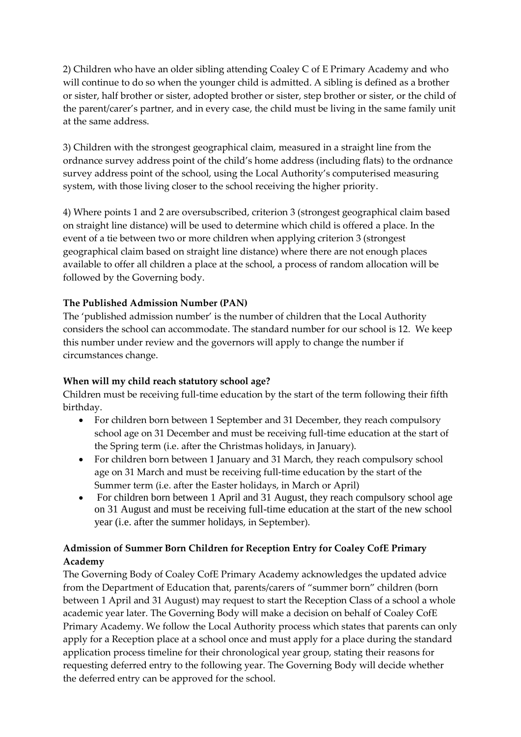2) Children who have an older sibling attending Coaley C of E Primary Academy and who will continue to do so when the younger child is admitted. A sibling is defined as a brother or sister, half brother or sister, adopted brother or sister, step brother or sister, or the child of the parent/carer's partner, and in every case, the child must be living in the same family unit at the same address.

3) Children with the strongest geographical claim, measured in a straight line from the ordnance survey address point of the child's home address (including flats) to the ordnance survey address point of the school, using the Local Authority's computerised measuring system, with those living closer to the school receiving the higher priority.

4) Where points 1 and 2 are oversubscribed, criterion 3 (strongest geographical claim based on straight line distance) will be used to determine which child is offered a place. In the event of a tie between two or more children when applying criterion 3 (strongest geographical claim based on straight line distance) where there are not enough places available to offer all children a place at the school, a process of random allocation will be followed by the Governing body.

**The Published Admission Number (PAN)**

The 'published admission number' is the number of children that the Local Authority considers the school can accommodate. The standard number for our school is 12. We keep this number under review and the governors will apply to change the number if circumstances change.

**When will my child reach statutory school age?**

Children must be receiving full-time education by the start of the term following their fifth birthday.

- For children born between 1 September and 31 December, they reach compulsory school age on 31 December and must be receiving full-time education at the start of the Spring term (i.e. after the Christmas holidays, in January).
- For children born between 1 January and 31 March, they reach compulsory school age on 31 March and must be receiving full-time education by the start of the Summer term (i.e. after the Easter holidays, in March or April)
- For children born between 1 April and 31 August, they reach compulsory school age on 31 August and must be receiving full-time education at the start of the new school year (i.e. after the summer holidays, in September).

**Admission of Summer Born Children for Reception Entry for Coaley CofE Primary Academy**

The Governing Body of Coaley CofE Primary Academy acknowledges the updated advice from the Department of Education that, parents/carers of "summer born" children (born between 1 April and 31 August) may request to start the Reception Class of a school a whole academic year later. The Governing Body will make a decision on behalf of Coaley CofE Primary Academy. We follow the Local Authority process which states that parents can only apply for a Reception place at a school once and must apply for a place during the standard application process timeline for their chronological year group, stating their reasons for requesting deferred entry to the following year. The Governing Body will decide whether the deferred entry can be approved for the school.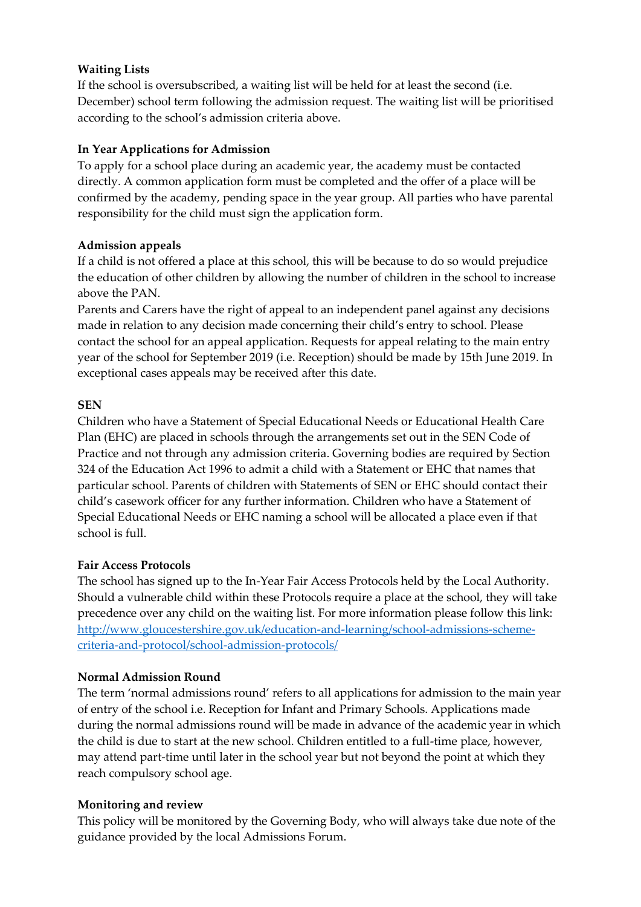**Waiting Lists**

If the school is oversubscribed, a waiting list will be held for at least the second (i.e. December) school term following the admission request. The waiting list will be prioritised according to the school's admission criteria above.

**In Year Applications for Admission**

To apply for a school place during an academic year, the academy must be contacted directly. A common application form must be completed and the offer of a place will be confirmed by the academy, pending space in the year group. All parties who have parental responsibility for the child must sign the application form.

**Admission appeals**

If a child is not offered a place at this school, this will be because to do so would prejudice the education of other children by allowing the number of children in the school to increase above the PAN.

Parents and Carers have the right of appeal to an independent panel against any decisions made in relation to any decision made concerning their child's entry to school. Please contact the school for an appeal application. Requests for appeal relating to the main entry year of the school for September 2019 (i.e. Reception) should be made by 15th June 2019. In exceptional cases appeals may be received after this date.

**SEN**

Children who have a Statement of Special Educational Needs or Educational Health Care Plan (EHC) are placed in schools through the arrangements set out in the SEN Code of Practice and not through any admission criteria. Governing bodies are required by Section 324 of the Education Act 1996 to admit a child with a Statement or EHC that names that particular school. Parents of children with Statements of SEN or EHC should contact their child's casework officer for any further information. Children who have a Statement of Special Educational Needs or EHC naming a school will be allocated a place even if that school is full.

**Fair Access Protocols**

The school has signed up to the In-Year Fair Access Protocols held by the Local Authority. Should a vulnerable child within these Protocols require a place at the school, they will take precedence over any child on the waiting list. For more information please follow this link: [http://www.gloucestershire.gov.uk/education-and-learning/school-admissions-scheme-criteria-and-protocol/school-admission-protocols/](http://www.gloucestershire.gov.uk/education-and-learning/school-admissions-scheme-criteria-and-protocol/school-admission-protocols/)

**Normal Admission Round**

The term 'normal admissions round' refers to all applications for admission to the main year of entry of the school i.e. Reception for Infant and Primary Schools. Applications made during the normal admissions round will be made in advance of the academic year in which the child is due to start at the new school. Children entitled to a full-time place, however, may attend part-time until later in the school year but not beyond the point at which they reach compulsory school age.

**Monitoring and review**

This policy will be monitored by the Governing Body, who will always take due note of the guidance provided by the local Admissions Forum.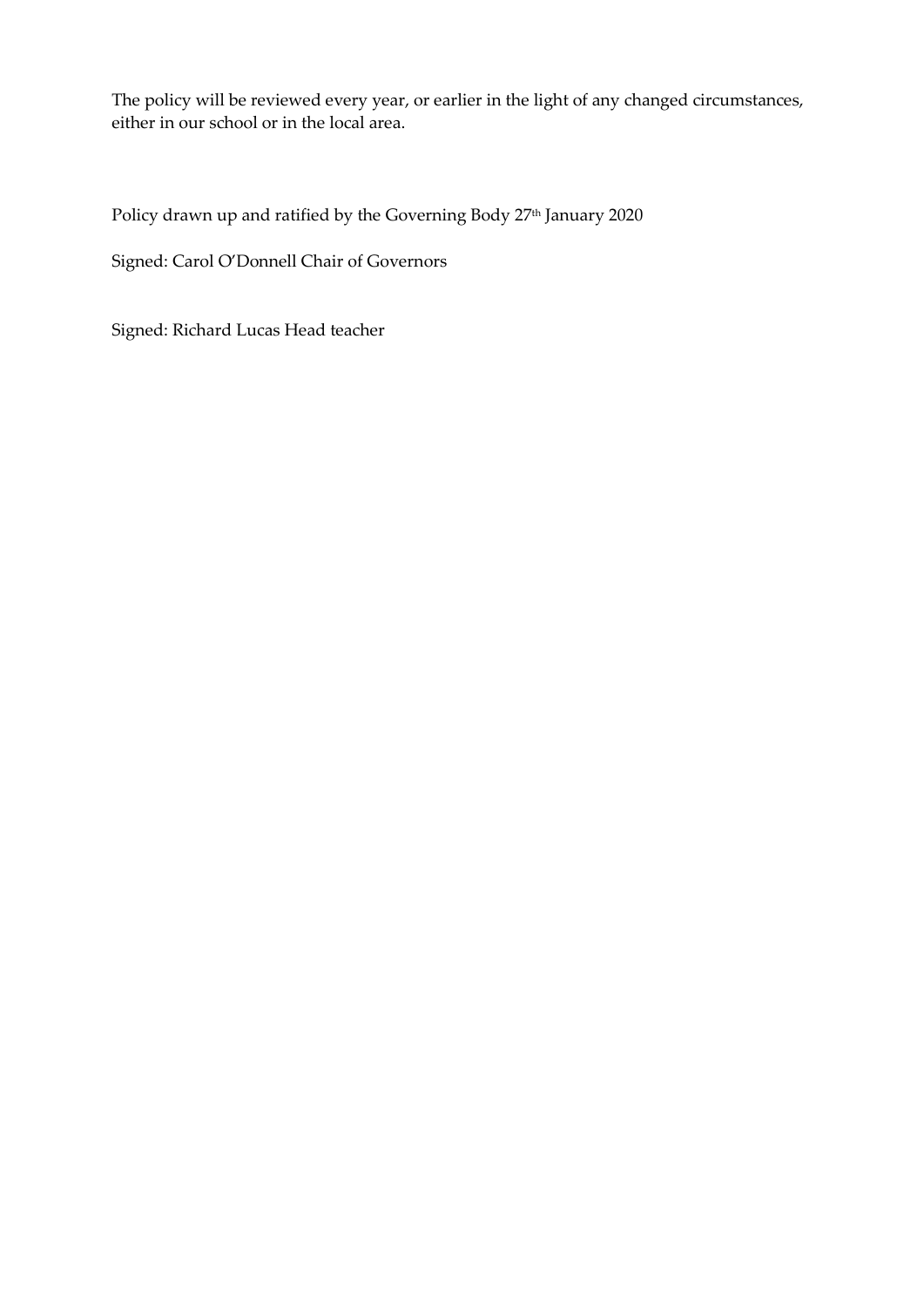The policy will be reviewed every year, or earlier in the light of any changed circumstances, either in our school or in the local area.

Policy drawn up and ratified by the Governing Body 27th January 2020

Signed: Carol O'Donnell Chair of Governors

Signed: Richard Lucas Head teacher